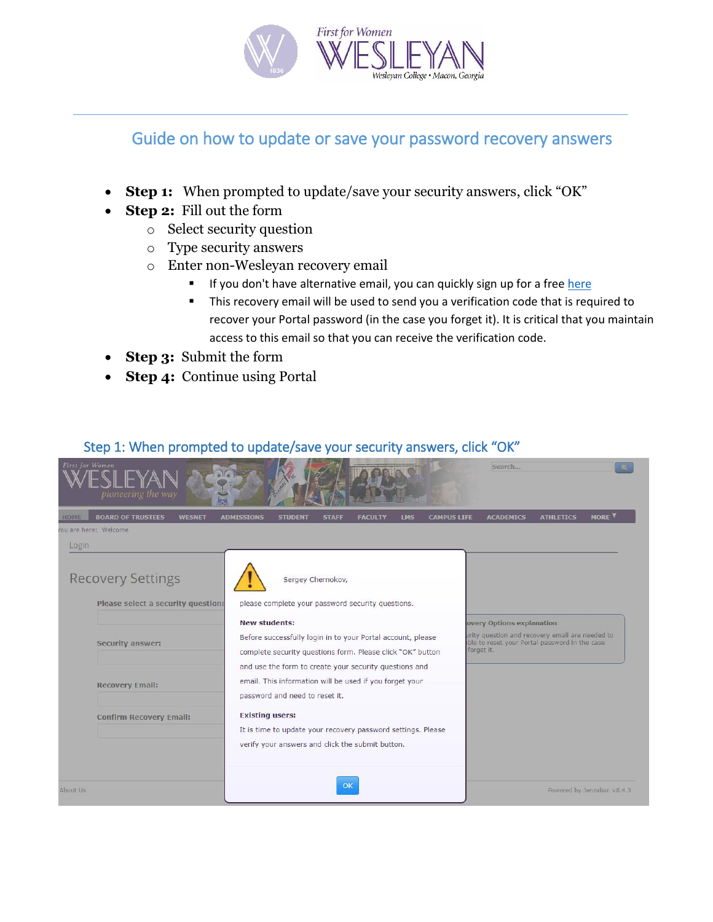# Guide on how to update or save your password recovery answers

- **Step 1:** When prompted to update/save your security answers, click "OK"
- **Step 2:** Fill out the form
  - Select security question
  - Type security answers
  - Enter non-Wesleyan recovery email
    - If you don't have alternative email, you can quickly sign up for a free here
    - This recovery email will be used to send you a verification code that is required to recover your Portal password (in the case you forget it). It is critical that you maintain access to this email so that you can receive the verification code.
- **Step 3:** Submit the form
- **Step 4:** Continue using Portal

## Step 1: When prompted to update/save your security answers, click "OK"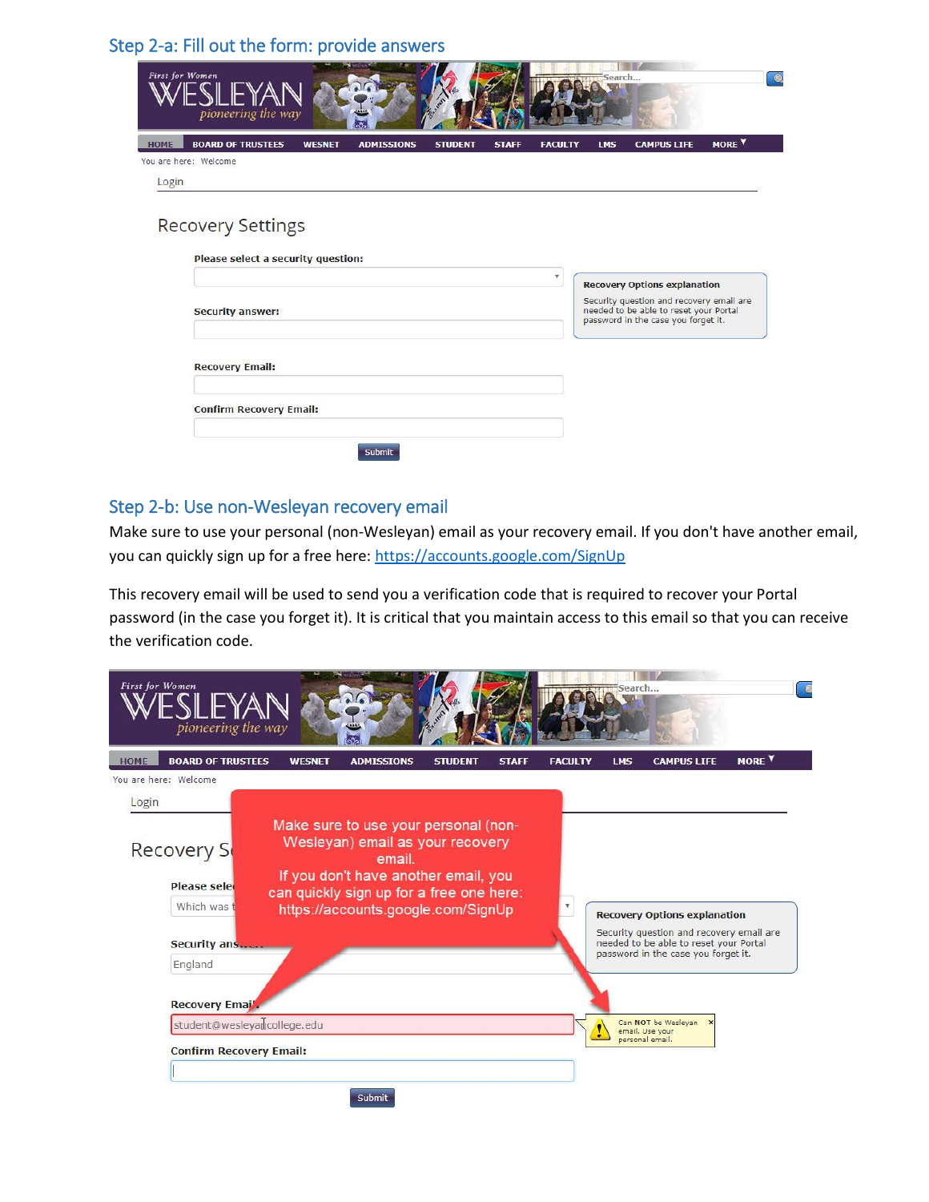## Step 2-a: Fill out the form: provide answers

First for Women WESLEYAN pioneering the way

HOME | BOARD OF TRUSTEES | WESNET | ADMISSIONS | STUDENT | STAFF | FACULTY | LMS | CAMPUS LIFE | MORE

You are here: Welcome

Login

Recovery Settings

Please select a security question:

Security answer:

Recovery Email:

Confirm Recovery Email:

Submit

**Recovery Options explanation**

Security question and recovery email are needed to be able to reset your Portal password in the case you forget it.

## Step 2-b: Use non-Wesleyan recovery email

Make sure to use your personal (non-Wesleyan) email as your recovery email. If you don't have another email, you can quickly sign up for a free here: https://accounts.google.com/SignUp

This recovery email will be used to send you a verification code that is required to recover your Portal password (in the case you forget it). It is critical that you maintain access to this email so that you can receive the verification code.

First for Women WESLEYAN pioneering the way

HOME | BOARD OF TRUSTEES | WESNET | ADMISSIONS | STUDENT | STAFF | FACULTY | LMS | CAMPUS LIFE | MORE

You are here: Welcome

Login

Recovery S

Make sure to use your personal (non-Wesleyan) email as your recovery email.
If you don't have another email, you can quickly sign up for a free one here: https://accounts.google.com/SignUp

Please sele

Which was t

Security ans

England

Recovery Email:

student@wesleyancollege.edu

Confirm Recovery Email:

Submit

**Recovery Options explanation**

Security question and recovery email are needed to be able to reset your Portal password in the case you forget it.

Can **NOT** be Wesleyan email. Use your personal email.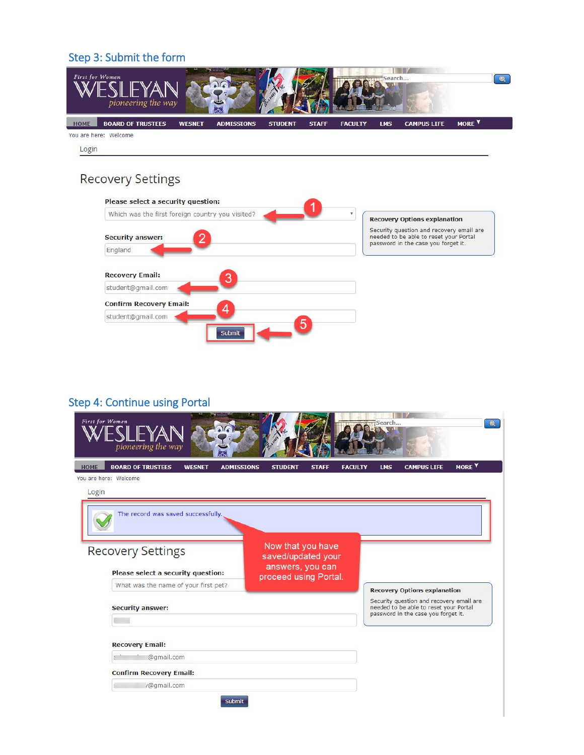## Step 3: Submit the form

First for Women
WESLEYAN
pioneering the way

HOME | BOARD OF TRUSTEES | WESNET | ADMISSIONS | STUDENT | STAFF | FACULTY | LMS | CAMPUS LIFE | MORE

You are here: Welcome

Login

Recovery Settings

Please select a security question:
Which was the first foreign country you visited? (1)

Security answer:
England (2)

Recovery Email:
student@gmail.com (3)

Confirm Recovery Email:
student@gmail.com (4)

Submit (5)

**Recovery Options explanation**

Security question and recovery email are needed to be able to reset your Portal password in the case you forget it.

## Step 4: Continue using Portal

First for Women
WESLEYAN
pioneering the way

HOME | BOARD OF TRUSTEES | WESNET | ADMISSIONS | STUDENT | STAFF | FACULTY | LMS | CAMPUS LIFE | MORE

You are here: Welcome

Login

The record was saved successfully.

Now that you have saved/updated your answers, you can proceed using Portal.

Recovery Settings

Please select a security question:
What was the name of your first pet?

Security answer:

Recovery Email:
@gmail.com

Confirm Recovery Email:
@gmail.com

Submit

**Recovery Options explanation**

Security question and recovery email are needed to be able to reset your Portal password in the case you forget it.